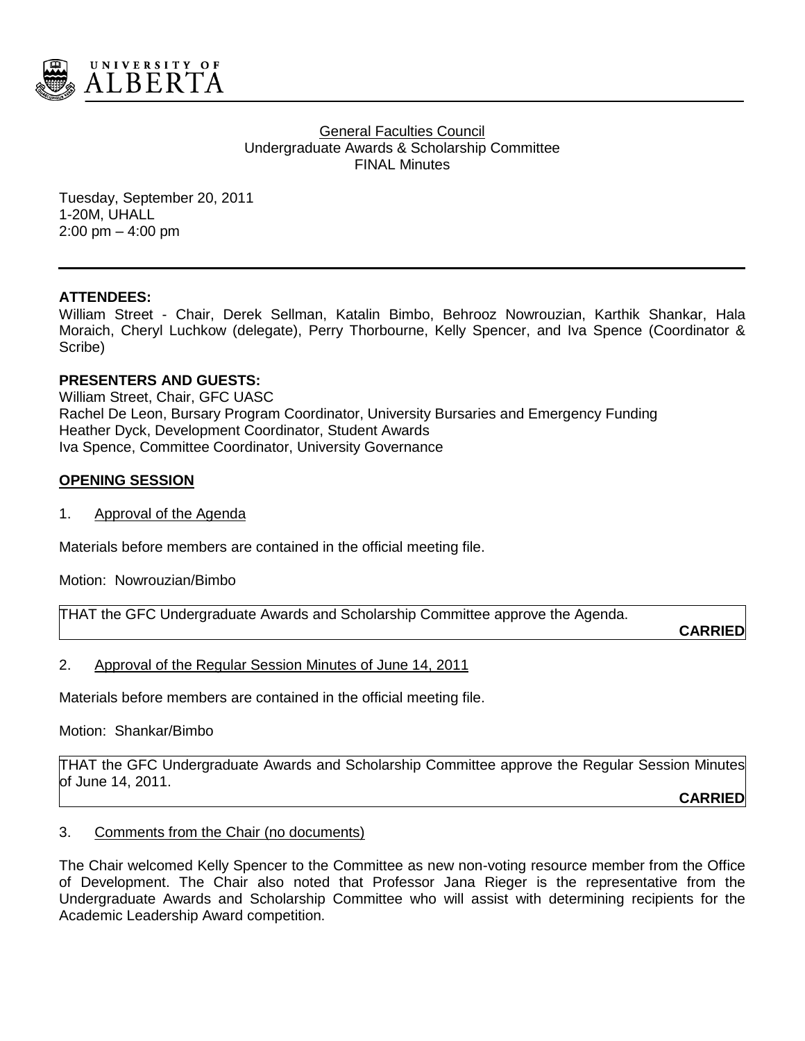General Faculties Council
Undergraduate Awards & Scholarship Committee
FINAL Minutes

Tuesday, September 20, 2011
1-20M, UHALL
2:00 pm – 4:00 pm

**ATTENDEES:**
William Street - Chair, Derek Sellman, Katalin Bimbo, Behrooz Nowrouzian, Karthik Shankar, Hala Moraich, Cheryl Luchkow (delegate), Perry Thorbourne, Kelly Spencer, and Iva Spence (Coordinator & Scribe)

**PRESENTERS AND GUESTS:**
William Street, Chair, GFC UASC
Rachel De Leon, Bursary Program Coordinator, University Bursaries and Emergency Funding
Heather Dyck, Development Coordinator, Student Awards
Iva Spence, Committee Coordinator, University Governance

## OPENING SESSION

1. Approval of the Agenda

Materials before members are contained in the official meeting file.

Motion: Nowrouzian/Bimbo

THAT the GFC Undergraduate Awards and Scholarship Committee approve the Agenda.

**CARRIED**

2. Approval of the Regular Session Minutes of June 14, 2011

Materials before members are contained in the official meeting file.

Motion: Shankar/Bimbo

THAT the GFC Undergraduate Awards and Scholarship Committee approve the Regular Session Minutes of June 14, 2011.

**CARRIED**

3. Comments from the Chair (no documents)

The Chair welcomed Kelly Spencer to the Committee as new non-voting resource member from the Office of Development. The Chair also noted that Professor Jana Rieger is the representative from the Undergraduate Awards and Scholarship Committee who will assist with determining recipients for the Academic Leadership Award competition.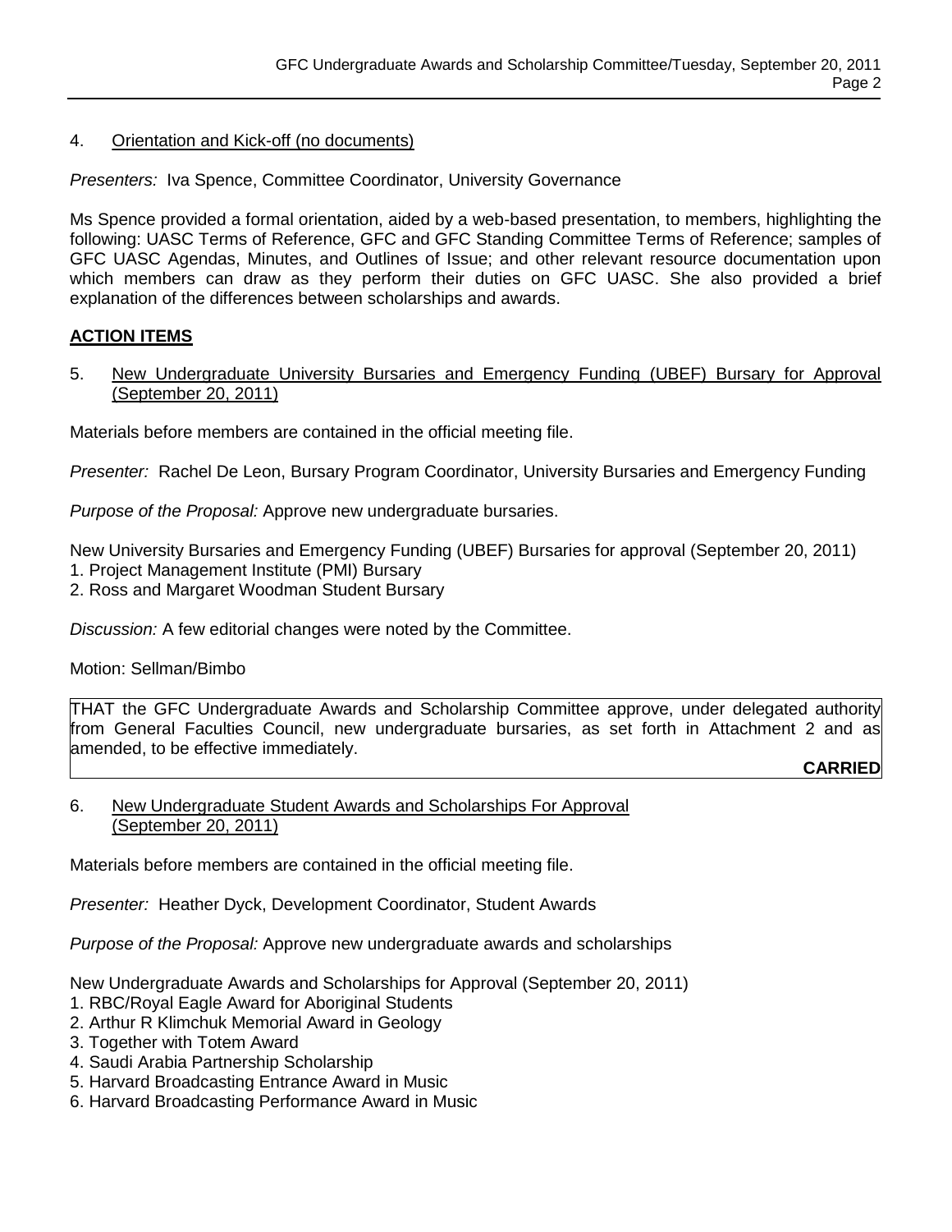4. Orientation and Kick-off (no documents)

*Presenters:* Iva Spence, Committee Coordinator, University Governance

Ms Spence provided a formal orientation, aided by a web-based presentation, to members, highlighting the following: UASC Terms of Reference, GFC and GFC Standing Committee Terms of Reference; samples of GFC UASC Agendas, Minutes, and Outlines of Issue; and other relevant resource documentation upon which members can draw as they perform their duties on GFC UASC. She also provided a brief explanation of the differences between scholarships and awards.

**ACTION ITEMS**

5. New Undergraduate University Bursaries and Emergency Funding (UBEF) Bursary for Approval (September 20, 2011)

Materials before members are contained in the official meeting file.

*Presenter:* Rachel De Leon, Bursary Program Coordinator, University Bursaries and Emergency Funding

*Purpose of the Proposal:* Approve new undergraduate bursaries.

New University Bursaries and Emergency Funding (UBEF) Bursaries for approval (September 20, 2011)
1. Project Management Institute (PMI) Bursary
2. Ross and Margaret Woodman Student Bursary

*Discussion:* A few editorial changes were noted by the Committee.

Motion: Sellman/Bimbo

THAT the GFC Undergraduate Awards and Scholarship Committee approve, under delegated authority from General Faculties Council, new undergraduate bursaries, as set forth in Attachment 2 and as amended, to be effective immediately.

**CARRIED**

6. New Undergraduate Student Awards and Scholarships For Approval (September 20, 2011)

Materials before members are contained in the official meeting file.

*Presenter:* Heather Dyck, Development Coordinator, Student Awards

*Purpose of the Proposal:* Approve new undergraduate awards and scholarships

New Undergraduate Awards and Scholarships for Approval (September 20, 2011)
1. RBC/Royal Eagle Award for Aboriginal Students
2. Arthur R Klimchuk Memorial Award in Geology
3. Together with Totem Award
4. Saudi Arabia Partnership Scholarship
5. Harvard Broadcasting Entrance Award in Music
6. Harvard Broadcasting Performance Award in Music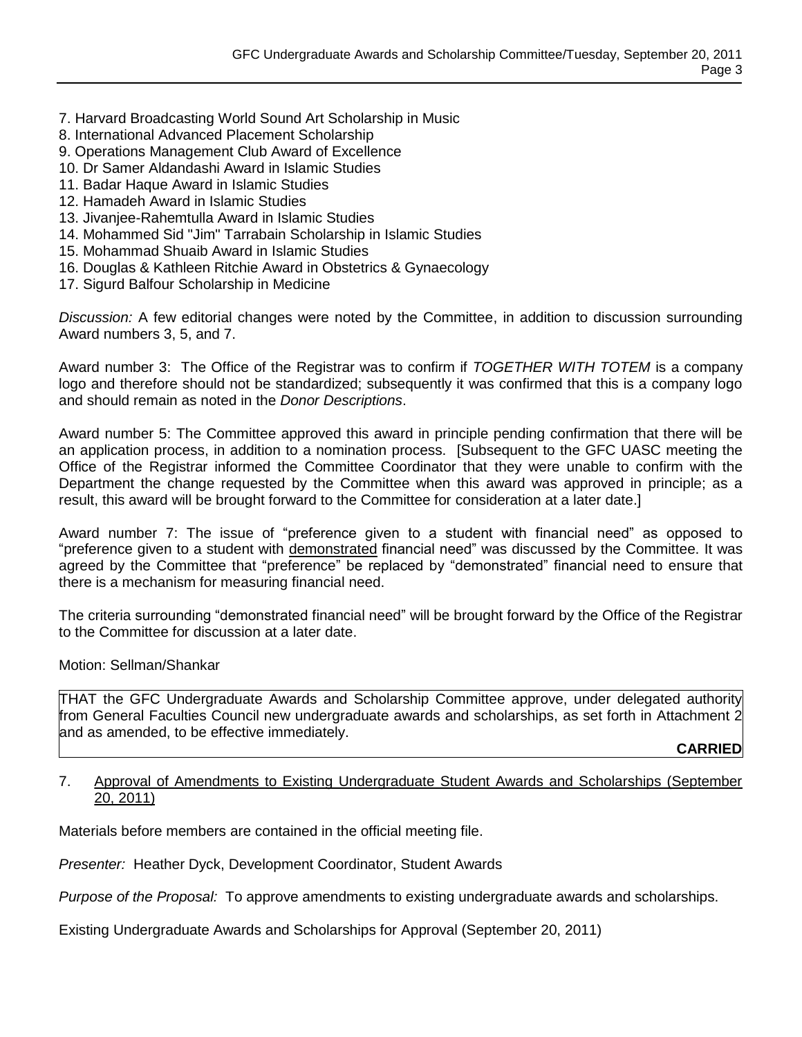7. Harvard Broadcasting World Sound Art Scholarship in Music
8. International Advanced Placement Scholarship
9. Operations Management Club Award of Excellence
10. Dr Samer Aldandashi Award in Islamic Studies
11. Badar Haque Award in Islamic Studies
12. Hamadeh Award in Islamic Studies
13. Jivanjee-Rahemtulla Award in Islamic Studies
14. Mohammed Sid "Jim" Tarrabain Scholarship in Islamic Studies
15. Mohammad Shuaib Award in Islamic Studies
16. Douglas & Kathleen Ritchie Award in Obstetrics & Gynaecology
17. Sigurd Balfour Scholarship in Medicine

*Discussion:* A few editorial changes were noted by the Committee, in addition to discussion surrounding Award numbers 3, 5, and 7.

Award number 3: The Office of the Registrar was to confirm if *TOGETHER WITH TOTEM* is a company logo and therefore should not be standardized; subsequently it was confirmed that this is a company logo and should remain as noted in the *Donor Descriptions*.

Award number 5: The Committee approved this award in principle pending confirmation that there will be an application process, in addition to a nomination process. [Subsequent to the GFC UASC meeting the Office of the Registrar informed the Committee Coordinator that they were unable to confirm with the Department the change requested by the Committee when this award was approved in principle; as a result, this award will be brought forward to the Committee for consideration at a later date.]

Award number 7: The issue of "preference given to a student with financial need" as opposed to "preference given to a student with <u>demonstrated</u> financial need" was discussed by the Committee. It was agreed by the Committee that "preference" be replaced by "demonstrated" financial need to ensure that there is a mechanism for measuring financial need.

The criteria surrounding "demonstrated financial need" will be brought forward by the Office of the Registrar to the Committee for discussion at a later date.

Motion: Sellman/Shankar

THAT the GFC Undergraduate Awards and Scholarship Committee approve, under delegated authority from General Faculties Council new undergraduate awards and scholarships, as set forth in Attachment 2 and as amended, to be effective immediately.

**CARRIED**

7. <u>Approval of Amendments to Existing Undergraduate Student Awards and Scholarships (September 20, 2011)</u>

Materials before members are contained in the official meeting file.

*Presenter:* Heather Dyck, Development Coordinator, Student Awards

*Purpose of the Proposal:* To approve amendments to existing undergraduate awards and scholarships.

Existing Undergraduate Awards and Scholarships for Approval (September 20, 2011)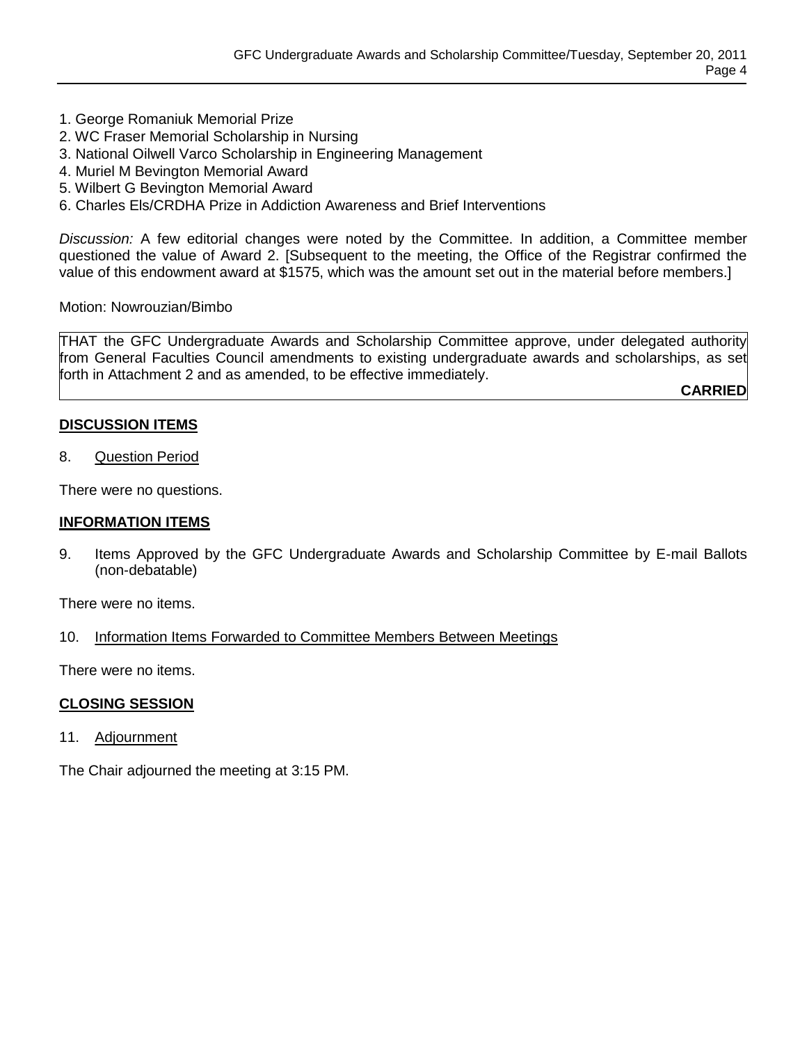1. George Romaniuk Memorial Prize
2. WC Fraser Memorial Scholarship in Nursing
3. National Oilwell Varco Scholarship in Engineering Management
4. Muriel M Bevington Memorial Award
5. Wilbert G Bevington Memorial Award
6. Charles Els/CRDHA Prize in Addiction Awareness and Brief Interventions

*Discussion:* A few editorial changes were noted by the Committee. In addition, a Committee member questioned the value of Award 2. [Subsequent to the meeting, the Office of the Registrar confirmed the value of this endowment award at $1575, which was the amount set out in the material before members.]

Motion: Nowrouzian/Bimbo

> THAT the GFC Undergraduate Awards and Scholarship Committee approve, under delegated authority from General Faculties Council amendments to existing undergraduate awards and scholarships, as set forth in Attachment 2 and as amended, to be effective immediately.
>
> **CARRIED**

## DISCUSSION ITEMS

8. Question Period

There were no questions.

## INFORMATION ITEMS

9. Items Approved by the GFC Undergraduate Awards and Scholarship Committee by E-mail Ballots (non-debatable)

There were no items.

10. Information Items Forwarded to Committee Members Between Meetings

There were no items.

## CLOSING SESSION

11. Adjournment

The Chair adjourned the meeting at 3:15 PM.